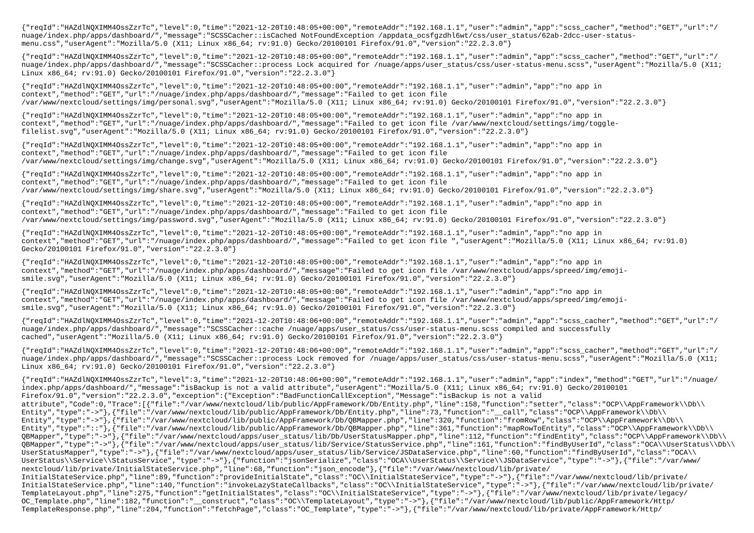```
{"reqId":"HAZdlNQXIMM4OssZzrTc","level":0,"time":"2021-12-20T10:48:05+00:00","remoteAddr":"192.168.1.1","user":"admin","app":"scss_cacher","method":"GET","url":"/nuage/index.php/apps/dashboard/","message":"SCSSCacher::isCached NotFoundException /appdata_ocsfgzdhl6wt/css/user_status/62ab-2dcc-user-status-menu.css","userAgent":"Mozilla/5.0 (X11; Linux x86_64; rv:91.0) Gecko/20100101 Firefox/91.0","version":"22.2.3.0"}

{"reqId":"HAZdlNQXIMM4OssZzrTc","level":0,"time":"2021-12-20T10:48:05+00:00","remoteAddr":"192.168.1.1","user":"admin","app":"scss_cacher","method":"GET","url":"/nuage/index.php/apps/dashboard/","message":"SCSSCacher::process Lock acquired for /nuage/apps/user_status/css/user-status-menu.scss","userAgent":"Mozilla/5.0 (X11; Linux x86_64; rv:91.0) Gecko/20100101 Firefox/91.0","version":"22.2.3.0"}

{"reqId":"HAZdlNQXIMM4OssZzrTc","level":0,"time":"2021-12-20T10:48:05+00:00","remoteAddr":"192.168.1.1","user":"admin","app":"no app in context","method":"GET","url":"/nuage/index.php/apps/dashboard/","message":"Failed to get icon file /var/www/nextcloud/settings/img/personal.svg","userAgent":"Mozilla/5.0 (X11; Linux x86_64; rv:91.0) Gecko/20100101 Firefox/91.0","version":"22.2.3.0"}

{"reqId":"HAZdlNQXIMM4OssZzrTc","level":0,"time":"2021-12-20T10:48:05+00:00","remoteAddr":"192.168.1.1","user":"admin","app":"no app in context","method":"GET","url":"/nuage/index.php/apps/dashboard/","message":"Failed to get icon file /var/www/nextcloud/settings/img/toggle-filelist.svg","userAgent":"Mozilla/5.0 (X11; Linux x86_64; rv:91.0) Gecko/20100101 Firefox/91.0","version":"22.2.3.0"}

{"reqId":"HAZdlNQXIMM4OssZzrTc","level":0,"time":"2021-12-20T10:48:05+00:00","remoteAddr":"192.168.1.1","user":"admin","app":"no app in context","method":"GET","url":"/nuage/index.php/apps/dashboard/","message":"Failed to get icon file /var/www/nextcloud/settings/img/change.svg","userAgent":"Mozilla/5.0 (X11; Linux x86_64; rv:91.0) Gecko/20100101 Firefox/91.0","version":"22.2.3.0"}

{"reqId":"HAZdlNQXIMM4OssZzrTc","level":0,"time":"2021-12-20T10:48:05+00:00","remoteAddr":"192.168.1.1","user":"admin","app":"no app in context","method":"GET","url":"/nuage/index.php/apps/dashboard/","message":"Failed to get icon file /var/www/nextcloud/settings/img/share.svg","userAgent":"Mozilla/5.0 (X11; Linux x86_64; rv:91.0) Gecko/20100101 Firefox/91.0","version":"22.2.3.0"}

{"reqId":"HAZdlNQXIMM4OssZzrTc","level":0,"time":"2021-12-20T10:48:05+00:00","remoteAddr":"192.168.1.1","user":"admin","app":"no app in context","method":"GET","url":"/nuage/index.php/apps/dashboard/","message":"Failed to get icon file /var/www/nextcloud/settings/img/password.svg","userAgent":"Mozilla/5.0 (X11; Linux x86_64; rv:91.0) Gecko/20100101 Firefox/91.0","version":"22.2.3.0"}

{"reqId":"HAZdlNQXIMM4OssZzrTc","level":0,"time":"2021-12-20T10:48:05+00:00","remoteAddr":"192.168.1.1","user":"admin","app":"no app in context","method":"GET","url":"/nuage/index.php/apps/dashboard/","message":"Failed to get icon file ","userAgent":"Mozilla/5.0 (X11; Linux x86_64; rv:91.0) Gecko/20100101 Firefox/91.0","version":"22.2.3.0"}

{"reqId":"HAZdlNQXIMM4OssZzrTc","level":0,"time":"2021-12-20T10:48:05+00:00","remoteAddr":"192.168.1.1","user":"admin","app":"no app in context","method":"GET","url":"/nuage/index.php/apps/dashboard/","message":"Failed to get icon file /var/www/nextcloud/apps/spreed/img/emoji-smile.svg","userAgent":"Mozilla/5.0 (X11; Linux x86_64; rv:91.0) Gecko/20100101 Firefox/91.0","version":"22.2.3.0"}

{"reqId":"HAZdlNQXIMM4OssZzrTc","level":0,"time":"2021-12-20T10:48:05+00:00","remoteAddr":"192.168.1.1","user":"admin","app":"no app in context","method":"GET","url":"/nuage/index.php/apps/dashboard/","message":"Failed to get icon file /var/www/nextcloud/apps/spreed/img/emoji-smile.svg","userAgent":"Mozilla/5.0 (X11; Linux x86_64; rv:91.0) Gecko/20100101 Firefox/91.0","version":"22.2.3.0"}

{"reqId":"HAZdlNQXIMM4OssZzrTc","level":0,"time":"2021-12-20T10:48:06+00:00","remoteAddr":"192.168.1.1","user":"admin","app":"scss_cacher","method":"GET","url":"/nuage/index.php/apps/dashboard/","message":"SCSSCacher::cache /nuage/apps/user_status/css/user-status-menu.scss compiled and successfully cached","userAgent":"Mozilla/5.0 (X11; Linux x86_64; rv:91.0) Gecko/20100101 Firefox/91.0","version":"22.2.3.0"}

{"reqId":"HAZdlNQXIMM4OssZzrTc","level":0,"time":"2021-12-20T10:48:06+00:00","remoteAddr":"192.168.1.1","user":"admin","app":"scss_cacher","method":"GET","url":"/nuage/index.php/apps/dashboard/","message":"SCSSCacher::process Lock removed for /nuage/apps/user_status/css/user-status-menu.scss","userAgent":"Mozilla/5.0 (X11; Linux x86_64; rv:91.0) Gecko/20100101 Firefox/91.0","version":"22.2.3.0"}

{"reqId":"HAZdlNQXIMM4OssZzrTc","level":3,"time":"2021-12-20T10:48:06+00:00","remoteAddr":"192.168.1.1","user":"admin","app":"index","method":"GET","url":"/nuage/index.php/apps/dashboard/","message":"isBackup is not a valid attribute","userAgent":"Mozilla/5.0 (X11; Linux x86_64; rv:91.0) Gecko/20100101 Firefox/91.0","version":"22.2.3.0","exception":{"Exception":"BadFunctionCallException","Message":"isBackup is not a valid attribute","Code":0,"Trace":[{"file":"/var/www/nextcloud/lib/public/AppFramework/Db/Entity.php","line":158,"function":"setter","class":"OCP\\AppFramework\\Db\\Entity","type":"->"},{"file":"/var/www/nextcloud/lib/public/AppFramework/Db/Entity.php","line":73,"function":"__call","class":"OCP\\AppFramework\\Db\\Entity","type":"->"},{"file":"/var/www/nextcloud/lib/public/AppFramework/Db/QBMapper.php","line":320,"function":"fromRow","class":"OCP\\AppFramework\\Db\\Entity","type":"::"},{"file":"/var/www/nextcloud/lib/public/AppFramework/Db/QBMapper.php","line":361,"function":"mapRowToEntity","class":"OCP\\AppFramework\\Db\\QBMapper","type":"->"},{"file":"/var/www/nextcloud/apps/user_status/lib/Db/UserStatusMapper.php","line":112,"function":"findEntity","class":"OCP\\AppFramework\\Db\\QBMapper","type":"->"},{"file":"/var/www/nextcloud/apps/user_status/lib/Service/StatusService.php","line":161,"function":"findByUserId","class":"OCA\\UserStatus\\Db\\UserStatusMapper","type":"->"},{"file":"/var/www/nextcloud/apps/user_status/lib/Service/JSDataService.php","line":60,"function":"findByUserId","class":"OCA\\UserStatus\\Service\\StatusService","type":"->"},{"function":"jsonSerialize","class":"OCA\\UserStatus\\Service\\JSDataService","type":"->"},{"file":"/var/www/nextcloud/lib/private/InitialStateService.php","line":68,"function":"json_encode"},{"file":"/var/www/nextcloud/lib/private/InitialStateService.php","line":89,"function":"provideInitialState","class":"OC\\InitialStateService","type":"->"},{"file":"/var/www/nextcloud/lib/private/InitialStateService.php","line":140,"function":"invokeLazyStateCallbacks","class":"OC\\InitialStateService","type":"->"},{"file":"/var/www/nextcloud/lib/private/TemplateLayout.php","line":275,"function":"getInitialStates","class":"OC\\InitialStateService","type":"->"},{"file":"/var/www/nextcloud/lib/private/legacy/OC_Template.php","line":182,"function":"__construct","class":"OC\\TemplateLayout","type":"->"},{"file":"/var/www/nextcloud/lib/public/AppFramework/Http/TemplateResponse.php","line":204,"function":"fetchPage","class":"OC_Template","type":"->"},{"file":"/var/www/nextcloud/lib/private/AppFramework/Http/
```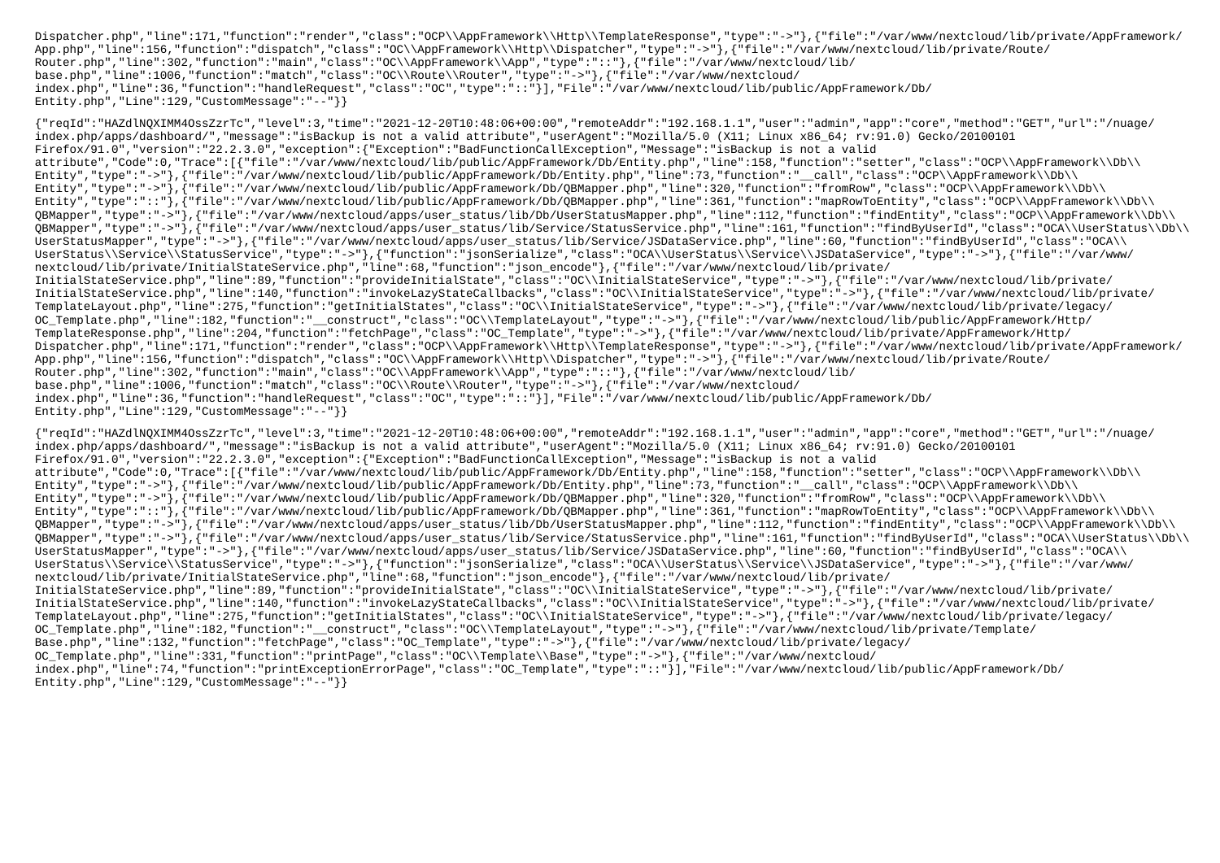```
Dispatcher.php","line":171,"function":"render","class":"OCP\\AppFramework\\Http\\TemplateResponse","type":"->"},{"file":"/var/www/nextcloud/lib/private/AppFramework/
App.php","line":156,"function":"dispatch","class":"OC\\AppFramework\\Http\\Dispatcher","type":"->"},{"file":"/var/www/nextcloud/lib/private/Route/
Router.php","line":302,"function":"main","class":"OC\\AppFramework\\App","type":"::"},{"file":"/var/www/nextcloud/lib/
base.php","line":1006,"function":"match","class":"OC\\Route\\Router","type":"->"},{"file":"/var/www/nextcloud/
index.php","line":36,"function":"handleRequest","class":"OC","type":"::"}],"File":"/var/www/nextcloud/lib/public/AppFramework/Db/
Entity.php","Line":129,"CustomMessage":"--"}}

{"reqId":"HAZdlNQXIMM4OssZzrTc","level":3,"time":"2021-12-20T10:48:06+00:00","remoteAddr":"192.168.1.1","user":"admin","app":"core","method":"GET","url":"/nuage/
index.php/apps/dashboard/","message":"isBackup is not a valid attribute","userAgent":"Mozilla/5.0 (X11; Linux x86_64; rv:91.0) Gecko/20100101
Firefox/91.0","version":"22.2.3.0","exception":{"Exception":"BadFunctionCallException","Message":"isBackup is not a valid
attribute","Code":0,"Trace":[{"file":"/var/www/nextcloud/lib/public/AppFramework/Db/Entity.php","line":158,"function":"setter","class":"OCP\\AppFramework\\Db\\
Entity","type":"->"},{"file":"/var/www/nextcloud/lib/public/AppFramework/Db/Entity.php","line":73,"function":"__call","class":"OCP\\AppFramework\\Db\\
Entity","type":"->"},{"file":"/var/www/nextcloud/lib/public/AppFramework/Db/QBMapper.php","line":320,"function":"fromRow","class":"OCP\\AppFramework\\Db\\
Entity","type":"::"},{"file":"/var/www/nextcloud/lib/public/AppFramework/Db/QBMapper.php","line":361,"function":"mapRowToEntity","class":"OCP\\AppFramework\\Db\\
QBMapper","type":"->"},{"file":"/var/www/nextcloud/apps/user_status/lib/Db/UserStatusMapper.php","line":112,"function":"findEntity","class":"OCP\\AppFramework\\Db\\
QBMapper","type":"->"},{"file":"/var/www/nextcloud/apps/user_status/lib/Service/StatusService.php","line":161,"function":"findByUserId","class":"OCA\\UserStatus\\Db\\
UserStatusMapper","type":"->"},{"file":"/var/www/nextcloud/apps/user_status/lib/Service/JSDataService.php","line":60,"function":"findByUserId","class":"OCA\\
UserStatus\\Service\\StatusService","type":"->"},{"function":"jsonSerialize","class":"OCA\\UserStatus\\Service\\JSDataService","type":"->"},{"file":"/var/www/
nextcloud/lib/private/InitialStateService.php","line":68,"function":"json_encode"},{"file":"/var/www/nextcloud/lib/private/
InitialStateService.php","line":89,"function":"provideInitialState","class":"OC\\InitialStateService","type":"->"},{"file":"/var/www/nextcloud/lib/private/
InitialStateService.php","line":140,"function":"invokeLazyStateCallbacks","class":"OC\\InitialStateService","type":"->"},{"file":"/var/www/nextcloud/lib/private/
TemplateLayout.php","line":275,"function":"getInitialStates","class":"OC\\InitialStateService","type":"->"},{"file":"/var/www/nextcloud/lib/private/legacy/
OC_Template.php","line":182,"function":"__construct","class":"OC\\TemplateLayout","type":"->"},{"file":"/var/www/nextcloud/lib/public/AppFramework/Http/
TemplateResponse.php","line":204,"function":"fetchPage","class":"OC_Template","type":"->"},{"file":"/var/www/nextcloud/lib/private/AppFramework/Http/
Dispatcher.php","line":171,"function":"render","class":"OCP\\AppFramework\\Http\\TemplateResponse","type":"->"},{"file":"/var/www/nextcloud/lib/private/AppFramework/
App.php","line":156,"function":"dispatch","class":"OC\\AppFramework\\Http\\Dispatcher","type":"->"},{"file":"/var/www/nextcloud/lib/private/Route/
Router.php","line":302,"function":"main","class":"OC\\AppFramework\\App","type":"::"},{"file":"/var/www/nextcloud/lib/
base.php","line":1006,"function":"match","class":"OC\\Route\\Router","type":"->"},{"file":"/var/www/nextcloud/
index.php","line":36,"function":"handleRequest","class":"OC","type":"::"}],"File":"/var/www/nextcloud/lib/public/AppFramework/Db/
Entity.php","Line":129,"CustomMessage":"--"}}

{"reqId":"HAZdlNQXIMM4OssZzrTc","level":3,"time":"2021-12-20T10:48:06+00:00","remoteAddr":"192.168.1.1","user":"admin","app":"core","method":"GET","url":"/nuage/
index.php/apps/dashboard/","message":"isBackup is not a valid attribute","userAgent":"Mozilla/5.0 (X11; Linux x86_64; rv:91.0) Gecko/20100101
Firefox/91.0","version":"22.2.3.0","exception":{"Exception":"BadFunctionCallException","Message":"isBackup is not a valid
attribute","Code":0,"Trace":[{"file":"/var/www/nextcloud/lib/public/AppFramework/Db/Entity.php","line":158,"function":"setter","class":"OCP\\AppFramework\\Db\\
Entity","type":"->"},{"file":"/var/www/nextcloud/lib/public/AppFramework/Db/Entity.php","line":73,"function":"__call","class":"OCP\\AppFramework\\Db\\
Entity","type":"->"},{"file":"/var/www/nextcloud/lib/public/AppFramework/Db/QBMapper.php","line":320,"function":"fromRow","class":"OCP\\AppFramework\\Db\\
Entity","type":"::"},{"file":"/var/www/nextcloud/lib/public/AppFramework/Db/QBMapper.php","line":361,"function":"mapRowToEntity","class":"OCP\\AppFramework\\Db\\
QBMapper","type":"->"},{"file":"/var/www/nextcloud/apps/user_status/lib/Db/UserStatusMapper.php","line":112,"function":"findEntity","class":"OCP\\AppFramework\\Db\\
QBMapper","type":"->"},{"file":"/var/www/nextcloud/apps/user_status/lib/Service/StatusService.php","line":161,"function":"findByUserId","class":"OCA\\UserStatus\\Db\\
UserStatusMapper","type":"->"},{"file":"/var/www/nextcloud/apps/user_status/lib/Service/JSDataService.php","line":60,"function":"findByUserId","class":"OCA\\
UserStatus\\Service\\StatusService","type":"->"},{"function":"jsonSerialize","class":"OCA\\UserStatus\\Service\\JSDataService","type":"->"},{"file":"/var/www/
nextcloud/lib/private/InitialStateService.php","line":68,"function":"json_encode"},{"file":"/var/www/nextcloud/lib/private/
InitialStateService.php","line":89,"function":"provideInitialState","class":"OC\\InitialStateService","type":"->"},{"file":"/var/www/nextcloud/lib/private/
InitialStateService.php","line":140,"function":"invokeLazyStateCallbacks","class":"OC\\InitialStateService","type":"->"},{"file":"/var/www/nextcloud/lib/private/
TemplateLayout.php","line":275,"function":"getInitialStates","class":"OC\\InitialStateService","type":"->"},{"file":"/var/www/nextcloud/lib/private/legacy/
OC_Template.php","line":182,"function":"__construct","class":"OC\\TemplateLayout","type":"->"},{"file":"/var/www/nextcloud/lib/private/Template/
Base.php","line":132,"function":"fetchPage","class":"OC_Template","type":"->"},{"file":"/var/www/nextcloud/lib/private/legacy/
OC_Template.php","line":331,"function":"printPage","class":"OC\\Template\\Base","type":"->"},{"file":"/var/www/nextcloud/
index.php","line":74,"function":"printExceptionErrorPage","class":"OC_Template","type":"::"}],"File":"/var/www/nextcloud/lib/public/AppFramework/Db/
Entity.php","Line":129,"CustomMessage":"--"}}
```